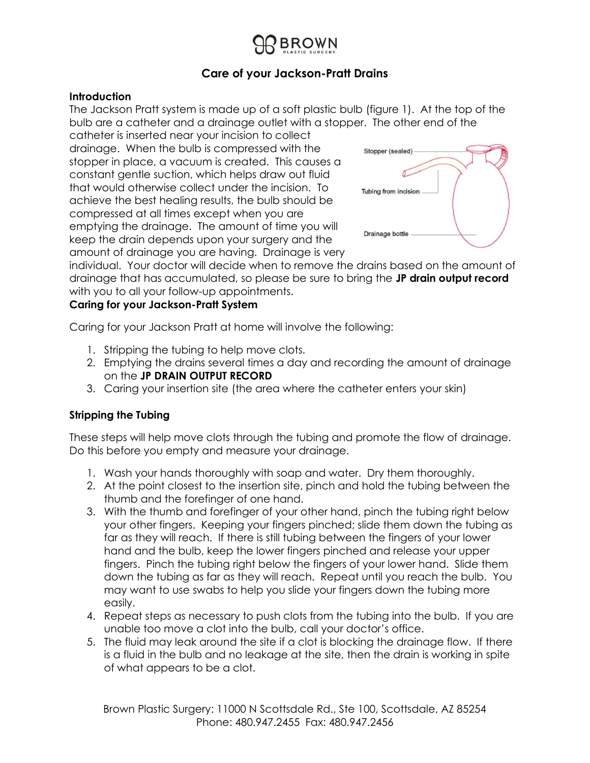# Care of your Jackson-Pratt Drains

**Introduction**

The Jackson Pratt system is made up of a soft plastic bulb (figure 1). At the top of the bulb are a catheter and a drainage outlet with a stopper. The other end of the catheter is inserted near your incision to collect drainage. When the bulb is compressed with the stopper in place, a vacuum is created. This causes a constant gentle suction, which helps draw out fluid that would otherwise collect under the incision. To achieve the best healing results, the bulb should be compressed at all times except when you are emptying the drainage. The amount of time you will keep the drain depends upon your surgery and the amount of drainage you are having. Drainage is very individual. Your doctor will decide when to remove the drains based on the amount of drainage that has accumulated, so please be sure to bring the **JP drain output record** with you to all your follow-up appointments.

Stopper (sealed)

Tubing from incision

Drainage bottle

**Caring for your Jackson-Pratt System**

Caring for your Jackson Pratt at home will involve the following:

1. Stripping the tubing to help move clots.
2. Emptying the drains several times a day and recording the amount of drainage on the **JP DRAIN OUTPUT RECORD**
3. Caring your insertion site (the area where the catheter enters your skin)

**Stripping the Tubing**

These steps will help move clots through the tubing and promote the flow of drainage. Do this before you empty and measure your drainage.

1. Wash your hands thoroughly with soap and water. Dry them thoroughly.
2. At the point closest to the insertion site, pinch and hold the tubing between the thumb and the forefinger of one hand.
3. With the thumb and forefinger of your other hand, pinch the tubing right below your other fingers. Keeping your fingers pinched; slide them down the tubing as far as they will reach. If there is still tubing between the fingers of your lower hand and the bulb, keep the lower fingers pinched and release your upper fingers. Pinch the tubing right below the fingers of your lower hand. Slide them down the tubing as far as they will reach. Repeat until you reach the bulb. You may want to use swabs to help you slide your fingers down the tubing more easily.
4. Repeat steps as necessary to push clots from the tubing into the bulb. If you are unable too move a clot into the bulb, call your doctor's office.
5. The fluid may leak around the site if a clot is blocking the drainage flow. If there is a fluid in the bulb and no leakage at the site, then the drain is working in spite of what appears to be a clot.

Brown Plastic Surgery: 11000 N Scottsdale Rd., Ste 100, Scottsdale, AZ 85254
Phone: 480.947.2455 Fax: 480.947.2456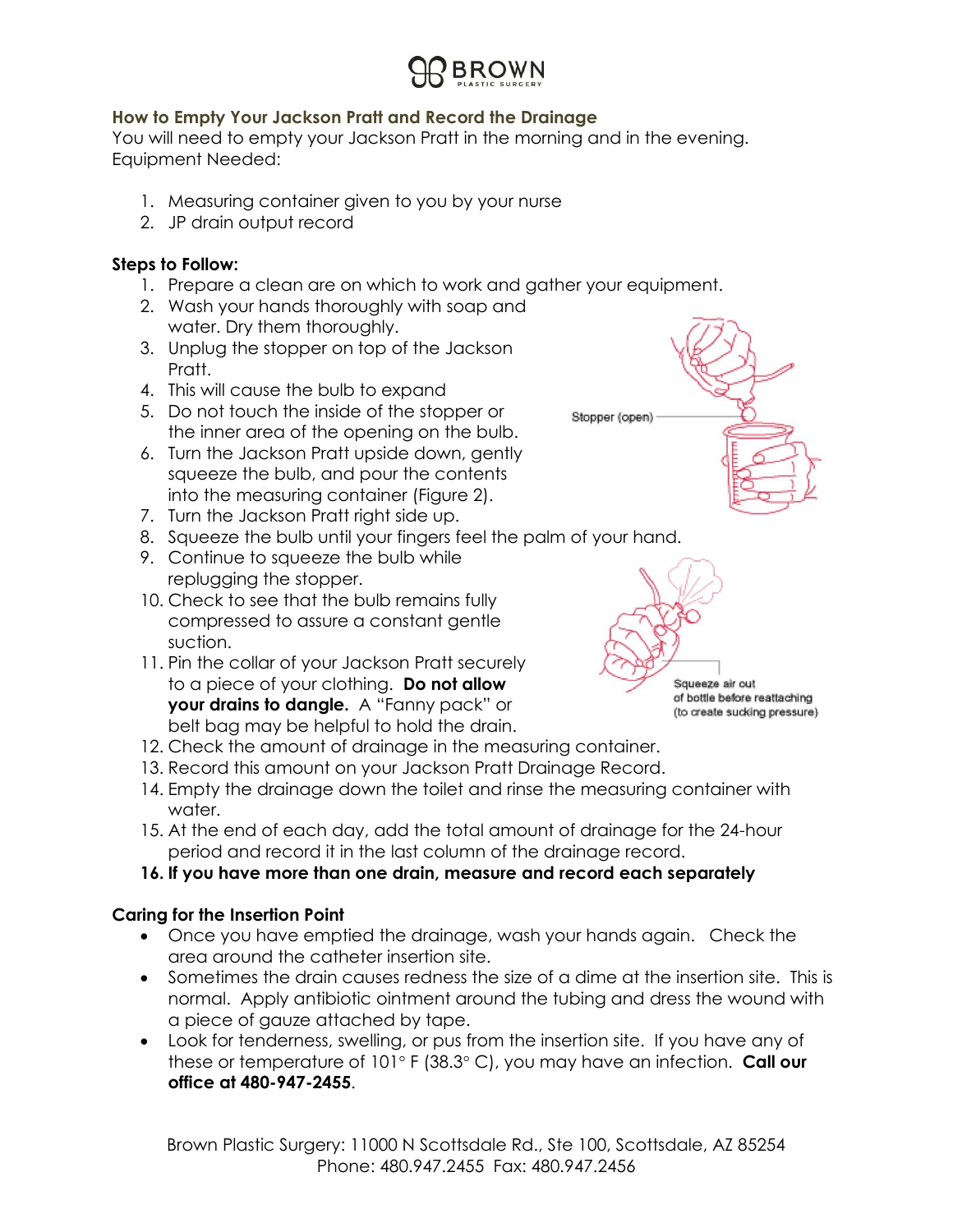## How to Empty Your Jackson Pratt and Record the Drainage

You will need to empty your Jackson Pratt in the morning and in the evening.
Equipment Needed:

1. Measuring container given to you by your nurse
2. JP drain output record

**Steps to Follow:**

1. Prepare a clean are on which to work and gather your equipment.
2. Wash your hands thoroughly with soap and water. Dry them thoroughly.
3. Unplug the stopper on top of the Jackson Pratt.
4. This will cause the bulb to expand
5. Do not touch the inside of the stopper or the inner area of the opening on the bulb.
6. Turn the Jackson Pratt upside down, gently squeeze the bulb, and pour the contents into the measuring container (Figure 2).
7. Turn the Jackson Pratt right side up.
8. Squeeze the bulb until your fingers feel the palm of your hand.
9. Continue to squeeze the bulb while replugging the stopper.
10. Check to see that the bulb remains fully compressed to assure a constant gentle suction.
11. Pin the collar of your Jackson Pratt securely to a piece of your clothing. **Do not allow your drains to dangle.** A "Fanny pack" or belt bag may be helpful to hold the drain.
12. Check the amount of drainage in the measuring container.
13. Record this amount on your Jackson Pratt Drainage Record.
14. Empty the drainage down the toilet and rinse the measuring container with water.
15. At the end of each day, add the total amount of drainage for the 24-hour period and record it in the last column of the drainage record.
16. **If you have more than one drain, measure and record each separately**

Stopper (open)

Squeeze air out of bottle before reattaching (to create sucking pressure)

**Caring for the Insertion Point**

- Once you have emptied the drainage, wash your hands again. Check the area around the catheter insertion site.
- Sometimes the drain causes redness the size of a dime at the insertion site. This is normal. Apply antibiotic ointment around the tubing and dress the wound with a piece of gauze attached by tape.
- Look for tenderness, swelling, or pus from the insertion site. If you have any of these or temperature of 101° F (38.3° C), you may have an infection. **Call our office at 480-947-2455**.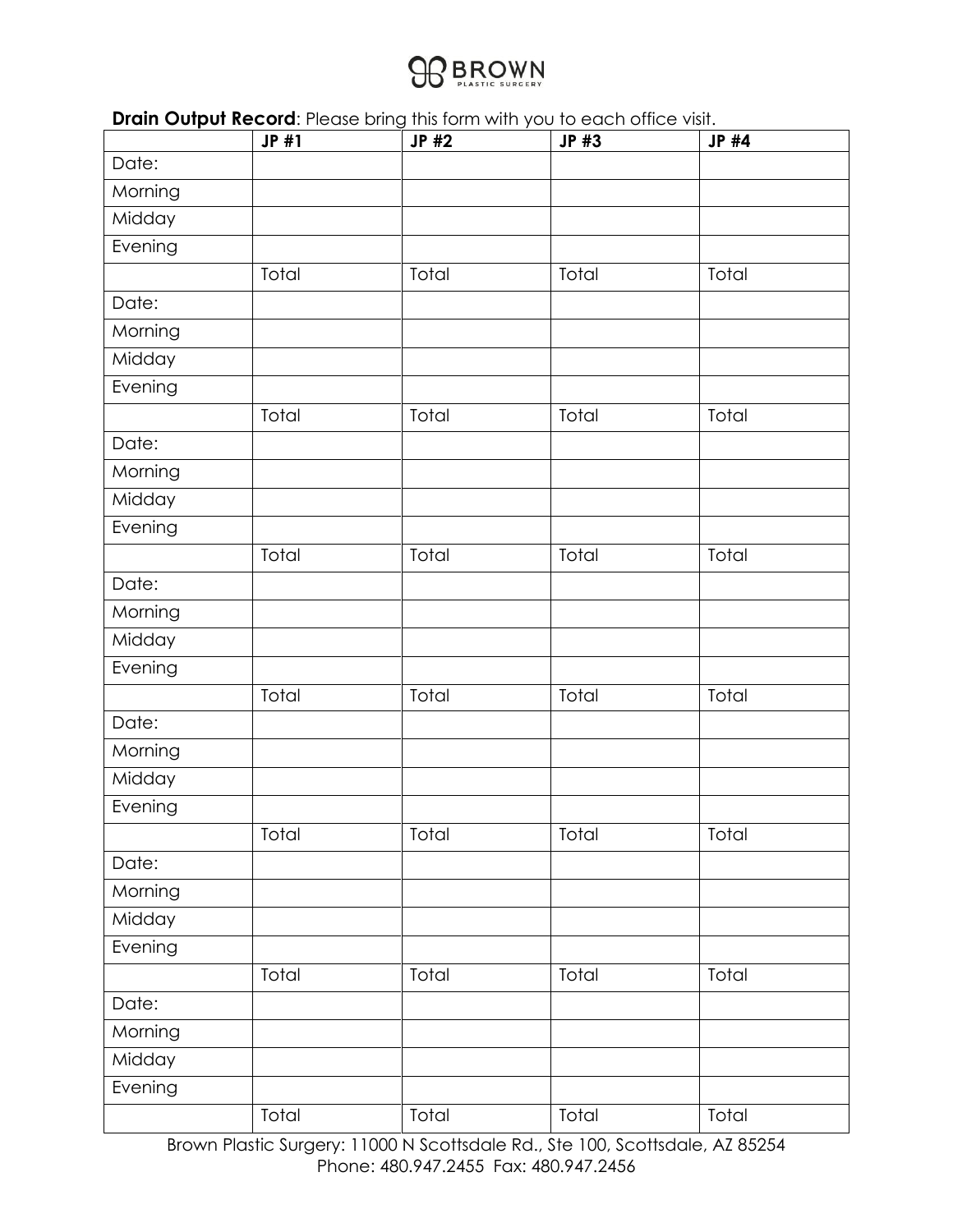BROWN PLASTIC SURGERY

**Drain Output Record**: Please bring this form with you to each office visit.

| | JP #1 | JP #2 | JP #3 | JP #4 |
|---|---|---|---|---|
| Date: | | | | |
| Morning | | | | |
| Midday | | | | |
| Evening | | | | |
| | Total | Total | Total | Total |
| Date: | | | | |
| Morning | | | | |
| Midday | | | | |
| Evening | | | | |
| | Total | Total | Total | Total |
| Date: | | | | |
| Morning | | | | |
| Midday | | | | |
| Evening | | | | |
| | Total | Total | Total | Total |
| Date: | | | | |
| Morning | | | | |
| Midday | | | | |
| Evening | | | | |
| | Total | Total | Total | Total |
| Date: | | | | |
| Morning | | | | |
| Midday | | | | |
| Evening | | | | |
| | Total | Total | Total | Total |
| Date: | | | | |
| Morning | | | | |
| Midday | | | | |
| Evening | | | | |
| | Total | Total | Total | Total |
| Date: | | | | |
| Morning | | | | |
| Midday | | | | |
| Evening | | | | |
| | Total | Total | Total | Total |

Brown Plastic Surgery: 11000 N Scottsdale Rd., Ste 100, Scottsdale, AZ 85254
Phone: 480.947.2455 Fax: 480.947.2456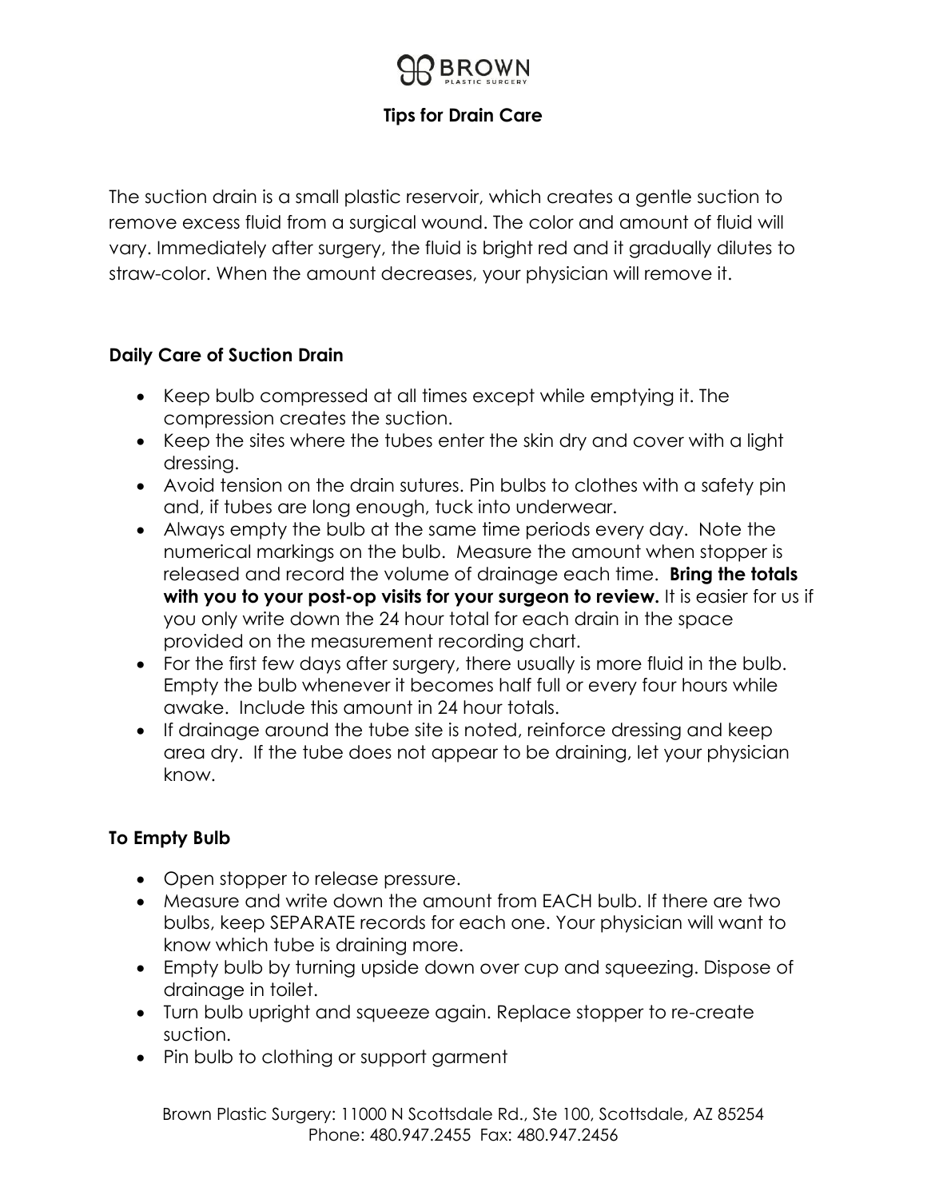# Tips for Drain Care

The suction drain is a small plastic reservoir, which creates a gentle suction to remove excess fluid from a surgical wound. The color and amount of fluid will vary. Immediately after surgery, the fluid is bright red and it gradually dilutes to straw-color. When the amount decreases, your physician will remove it.

## Daily Care of Suction Drain

- Keep bulb compressed at all times except while emptying it. The compression creates the suction.
- Keep the sites where the tubes enter the skin dry and cover with a light dressing.
- Avoid tension on the drain sutures. Pin bulbs to clothes with a safety pin and, if tubes are long enough, tuck into underwear.
- Always empty the bulb at the same time periods every day. Note the numerical markings on the bulb. Measure the amount when stopper is released and record the volume of drainage each time. **Bring the totals with you to your post-op visits for your surgeon to review.** It is easier for us if you only write down the 24 hour total for each drain in the space provided on the measurement recording chart.
- For the first few days after surgery, there usually is more fluid in the bulb. Empty the bulb whenever it becomes half full or every four hours while awake. Include this amount in 24 hour totals.
- If drainage around the tube site is noted, reinforce dressing and keep area dry. If the tube does not appear to be draining, let your physician know.

## To Empty Bulb

- Open stopper to release pressure.
- Measure and write down the amount from EACH bulb. If there are two bulbs, keep SEPARATE records for each one. Your physician will want to know which tube is draining more.
- Empty bulb by turning upside down over cup and squeezing. Dispose of drainage in toilet.
- Turn bulb upright and squeeze again. Replace stopper to re-create suction.
- Pin bulb to clothing or support garment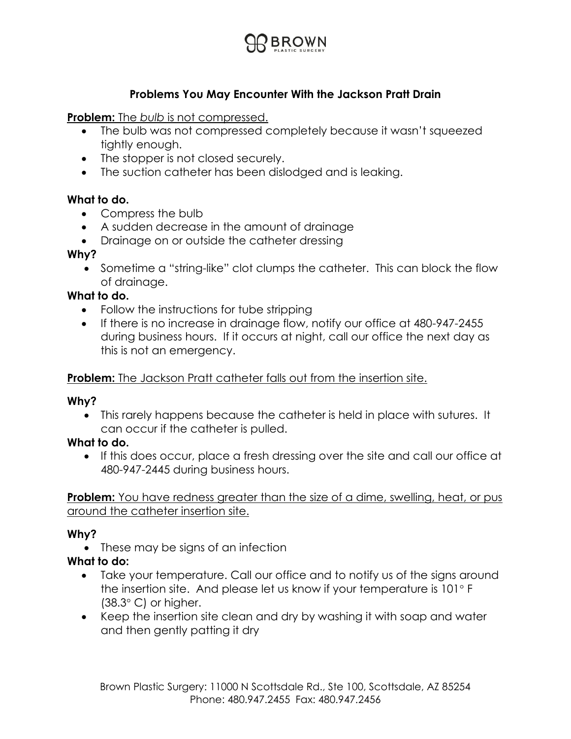## Problems You May Encounter With the Jackson Pratt Drain

**Problem:** The *bulb* is not compressed.

- The bulb was not compressed completely because it wasn't squeezed tightly enough.
- The stopper is not closed securely.
- The suction catheter has been dislodged and is leaking.

**What to do.**

- Compress the bulb
- A sudden decrease in the amount of drainage
- Drainage on or outside the catheter dressing

**Why?**

- Sometime a "string-like" clot clumps the catheter. This can block the flow of drainage.

**What to do.**

- Follow the instructions for tube stripping
- If there is no increase in drainage flow, notify our office at 480-947-2455 during business hours. If it occurs at night, call our office the next day as this is not an emergency.

**Problem:** The Jackson Pratt catheter falls out from the insertion site.

**Why?**

- This rarely happens because the catheter is held in place with sutures. It can occur if the catheter is pulled.

**What to do.**

- If this does occur, place a fresh dressing over the site and call our office at 480-947-2445 during business hours.

**Problem:** You have redness greater than the size of a dime, swelling, heat, or pus around the catheter insertion site.

**Why?**

- These may be signs of an infection

**What to do:**

- Take your temperature. Call our office and to notify us of the signs around the insertion site. And please let us know if your temperature is 101° F (38.3° C) or higher.
- Keep the insertion site clean and dry by washing it with soap and water and then gently patting it dry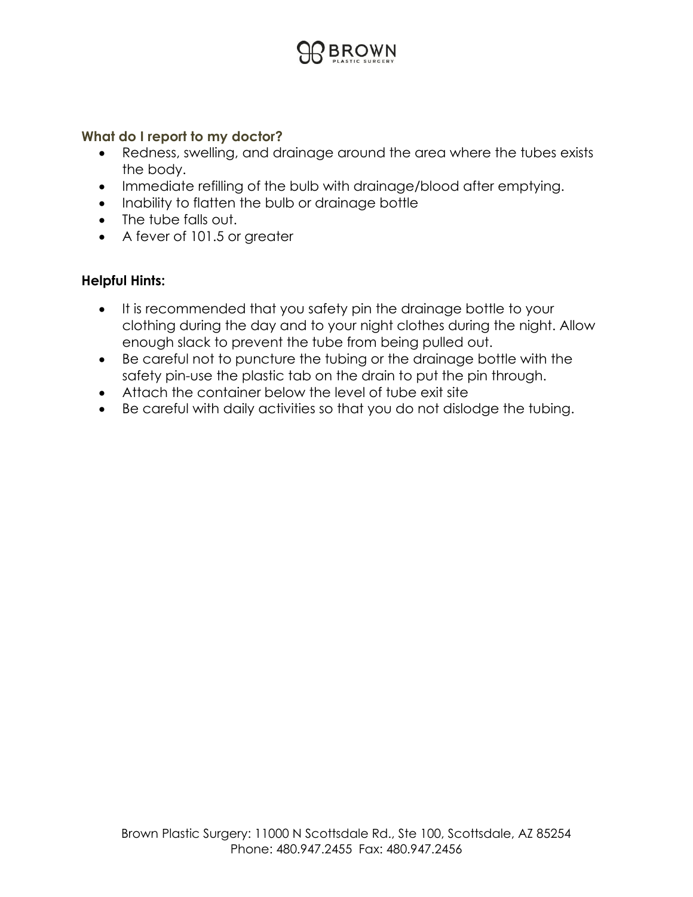### What do I report to my doctor?

- Redness, swelling, and drainage around the area where the tubes exists the body.
- Immediate refilling of the bulb with drainage/blood after emptying.
- Inability to flatten the bulb or drainage bottle
- The tube falls out.
- A fever of 101.5 or greater

### Helpful Hints:

- It is recommended that you safety pin the drainage bottle to your clothing during the day and to your night clothes during the night. Allow enough slack to prevent the tube from being pulled out.
- Be careful not to puncture the tubing or the drainage bottle with the safety pin-use the plastic tab on the drain to put the pin through.
- Attach the container below the level of tube exit site
- Be careful with daily activities so that you do not dislodge the tubing.